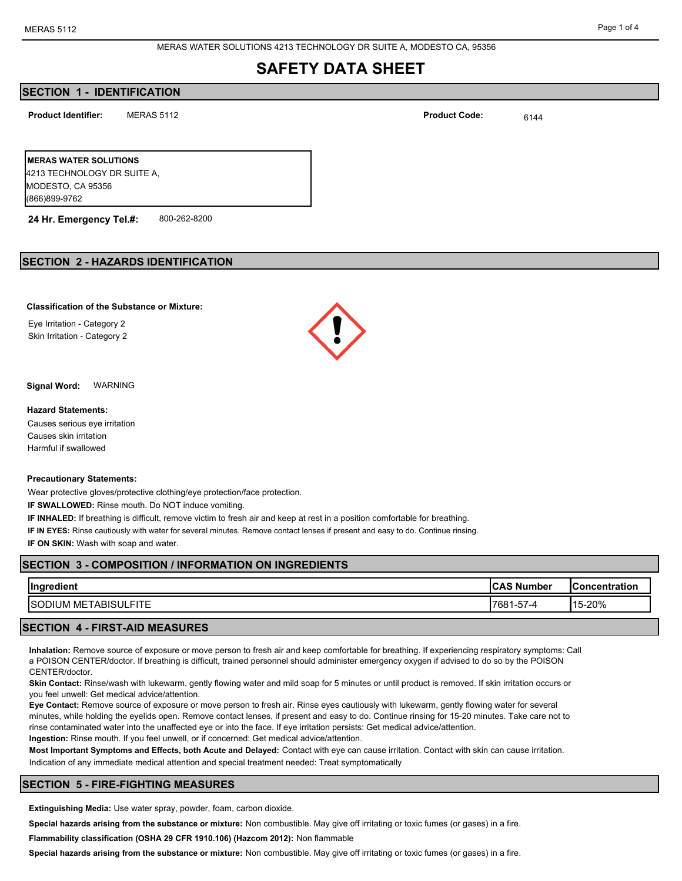MERAS WATER SOLUTIONS 4213 TECHNOLOGY DR SUITE A, MODESTO CA, 95356

# SAFETY DATA SHEET

## SECTION 1 - IDENTIFICATION

**Product Identifier:** MERAS 5112

**Product Code:** 6144

**MERAS WATER SOLUTIONS**
4213 TECHNOLOGY DR SUITE A,
MODESTO, CA 95356
(866)899-9762

**24 Hr. Emergency Tel.#:** 800-262-8200

## SECTION 2 - HAZARDS IDENTIFICATION

**Classification of the Substance or Mixture:**

Eye Irritation - Category 2
Skin Irritation - Category 2

**Signal Word:** WARNING

**Hazard Statements:**

Causes serious eye irritation
Causes skin irritation
Harmful if swallowed

**Precautionary Statements:**

Wear protective gloves/protective clothing/eye protection/face protection.

**IF SWALLOWED:** Rinse mouth. Do NOT induce vomiting.

**IF INHALED:** If breathing is difficult, remove victim to fresh air and keep at rest in a position comfortable for breathing.

**IF IN EYES:** Rinse cautiously with water for several minutes. Remove contact lenses if present and easy to do. Continue rinsing.

**IF ON SKIN:** Wash with soap and water.

## SECTION 3 - COMPOSITION / INFORMATION ON INGREDIENTS

| Ingredient | CAS Number | Concentration |
| --- | --- | --- |
| SODIUM METABISULFITE | 7681-57-4 | 15-20% |

## SECTION 4 - FIRST-AID MEASURES

**Inhalation:** Remove source of exposure or move person to fresh air and keep comfortable for breathing. If experiencing respiratory symptoms: Call a POISON CENTER/doctor. If breathing is difficult, trained personnel should administer emergency oxygen if advised to do so by the POISON CENTER/doctor.

**Skin Contact:** Rinse/wash with lukewarm, gently flowing water and mild soap for 5 minutes or until product is removed. If skin irritation occurs or you feel unwell: Get medical advice/attention.

**Eye Contact:** Remove source of exposure or move person to fresh air. Rinse eyes cautiously with lukewarm, gently flowing water for several minutes, while holding the eyelids open. Remove contact lenses, if present and easy to do. Continue rinsing for 15-20 minutes. Take care not to rinse contaminated water into the unaffected eye or into the face. If eye irritation persists: Get medical advice/attention.

**Ingestion:** Rinse mouth. If you feel unwell, or if concerned: Get medical advice/attention.

**Most Important Symptoms and Effects, both Acute and Delayed:** Contact with eye can cause irritation. Contact with skin can cause irritation.

Indication of any immediate medical attention and special treatment needed: Treat symptomatically

## SECTION 5 - FIRE-FIGHTING MEASURES

**Extinguishing Media:** Use water spray, powder, foam, carbon dioxide.

**Special hazards arising from the substance or mixture:** Non combustible. May give off irritating or toxic fumes (or gases) in a fire.

**Flammability classification (OSHA 29 CFR 1910.106) (Hazcom 2012):** Non flammable

**Special hazards arising from the substance or mixture:** Non combustible. May give off irritating or toxic fumes (or gases) in a fire.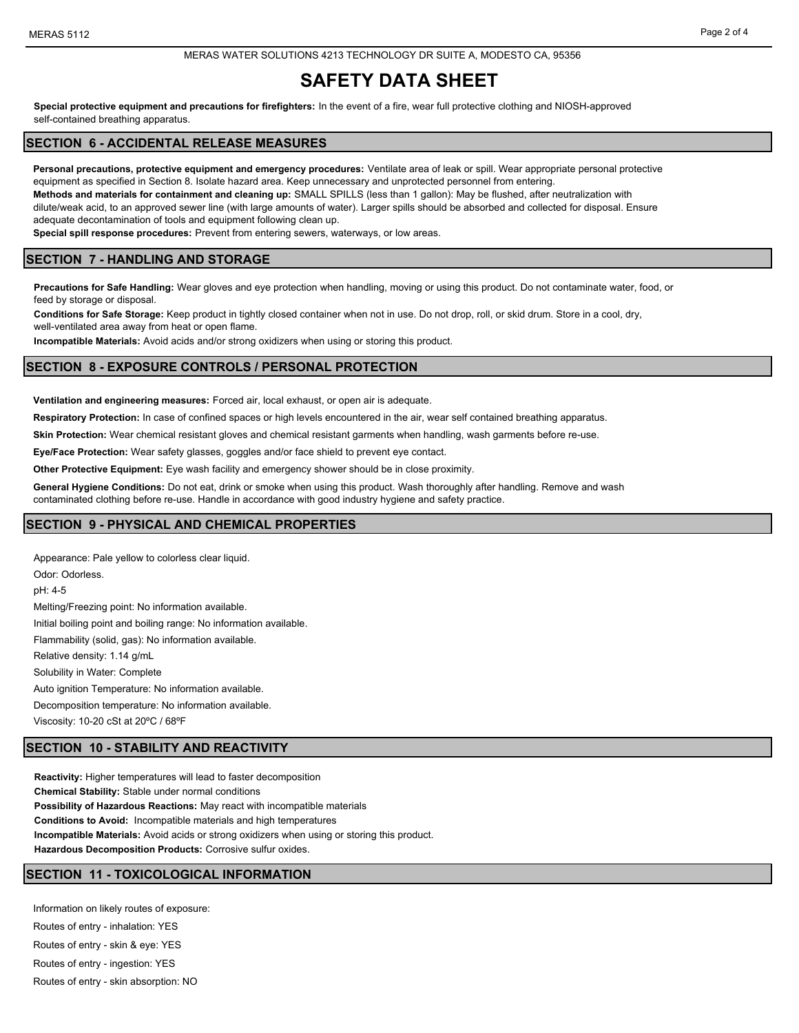**Special protective equipment and precautions for firefighters:** In the event of a fire, wear full protective clothing and NIOSH-approved self-contained breathing apparatus.

## SECTION 6 - ACCIDENTAL RELEASE MEASURES

**Personal precautions, protective equipment and emergency procedures:** Ventilate area of leak or spill. Wear appropriate personal protective equipment as specified in Section 8. Isolate hazard area. Keep unnecessary and unprotected personnel from entering.

**Methods and materials for containment and cleaning up:** SMALL SPILLS (less than 1 gallon): May be flushed, after neutralization with dilute/weak acid, to an approved sewer line (with large amounts of water). Larger spills should be absorbed and collected for disposal. Ensure adequate decontamination of tools and equipment following clean up.

**Special spill response procedures:** Prevent from entering sewers, waterways, or low areas.

## SECTION 7 - HANDLING AND STORAGE

**Precautions for Safe Handling:** Wear gloves and eye protection when handling, moving or using this product. Do not contaminate water, food, or feed by storage or disposal.

**Conditions for Safe Storage:** Keep product in tightly closed container when not in use. Do not drop, roll, or skid drum. Store in a cool, dry, well-ventilated area away from heat or open flame.

**Incompatible Materials:** Avoid acids and/or strong oxidizers when using or storing this product.

## SECTION 8 - EXPOSURE CONTROLS / PERSONAL PROTECTION

**Ventilation and engineering measures:** Forced air, local exhaust, or open air is adequate.

**Respiratory Protection:** In case of confined spaces or high levels encountered in the air, wear self contained breathing apparatus.

**Skin Protection:** Wear chemical resistant gloves and chemical resistant garments when handling, wash garments before re-use.

**Eye/Face Protection:** Wear safety glasses, goggles and/or face shield to prevent eye contact.

**Other Protective Equipment:** Eye wash facility and emergency shower should be in close proximity.

**General Hygiene Conditions:** Do not eat, drink or smoke when using this product. Wash thoroughly after handling. Remove and wash contaminated clothing before re-use. Handle in accordance with good industry hygiene and safety practice.

## SECTION 9 - PHYSICAL AND CHEMICAL PROPERTIES

Appearance: Pale yellow to colorless clear liquid.

Odor: Odorless.

pH: 4-5

Melting/Freezing point: No information available.

Initial boiling point and boiling range: No information available.

Flammability (solid, gas): No information available.

Relative density: 1.14 g/mL

Solubility in Water: Complete

Auto ignition Temperature: No information available.

Decomposition temperature: No information available.

Viscosity: 10-20 cSt at 20ºC / 68ºF

## SECTION 10 - STABILITY AND REACTIVITY

**Reactivity:** Higher temperatures will lead to faster decomposition

**Chemical Stability:** Stable under normal conditions

**Possibility of Hazardous Reactions:** May react with incompatible materials

**Conditions to Avoid:** Incompatible materials and high temperatures

**Incompatible Materials:** Avoid acids or strong oxidizers when using or storing this product.

**Hazardous Decomposition Products:** Corrosive sulfur oxides.

## SECTION 11 - TOXICOLOGICAL INFORMATION

Information on likely routes of exposure:

Routes of entry - inhalation: YES

Routes of entry - skin & eye: YES

Routes of entry - ingestion: YES

Routes of entry - skin absorption: NO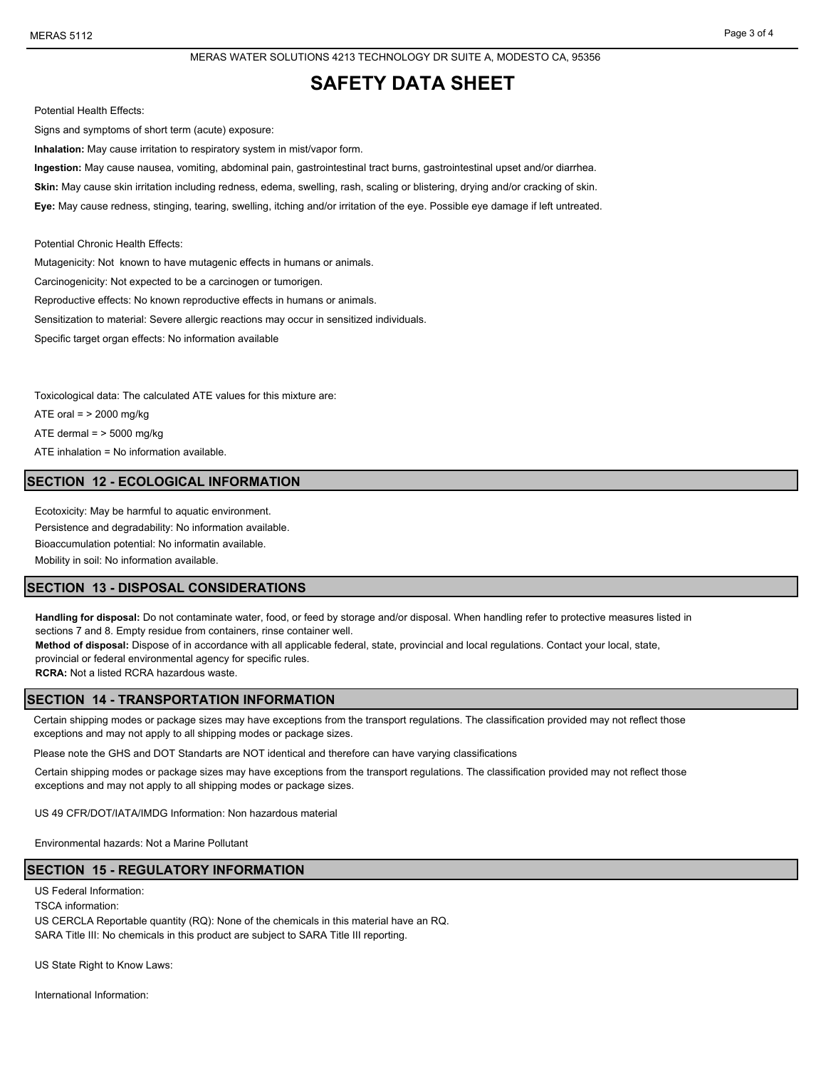Potential Health Effects:

Signs and symptoms of short term (acute) exposure:

**Inhalation:** May cause irritation to respiratory system in mist/vapor form.

**Ingestion:** May cause nausea, vomiting, abdominal pain, gastrointestinal tract burns, gastrointestinal upset and/or diarrhea.

**Skin:** May cause skin irritation including redness, edema, swelling, rash, scaling or blistering, drying and/or cracking of skin.

**Eye:** May cause redness, stinging, tearing, swelling, itching and/or irritation of the eye. Possible eye damage if left untreated.

Potential Chronic Health Effects:

Mutagenicity: Not known to have mutagenic effects in humans or animals.

Carcinogenicity: Not expected to be a carcinogen or tumorigen.

Reproductive effects: No known reproductive effects in humans or animals.

Sensitization to material: Severe allergic reactions may occur in sensitized individuals.

Specific target organ effects: No information available

Toxicological data: The calculated ATE values for this mixture are:

ATE oral = > 2000 mg/kg

ATE dermal = > 5000 mg/kg

ATE inhalation = No information available.

## SECTION 12 - ECOLOGICAL INFORMATION

Ecotoxicity: May be harmful to aquatic environment.

Persistence and degradability: No information available.

Bioaccumulation potential: No informatin available.

Mobility in soil: No information available.

## SECTION 13 - DISPOSAL CONSIDERATIONS

**Handling for disposal:** Do not contaminate water, food, or feed by storage and/or disposal. When handling refer to protective measures listed in sections 7 and 8. Empty residue from containers, rinse container well.

**Method of disposal:** Dispose of in accordance with all applicable federal, state, provincial and local regulations. Contact your local, state, provincial or federal environmental agency for specific rules.

**RCRA:** Not a listed RCRA hazardous waste.

## SECTION 14 - TRANSPORTATION INFORMATION

Certain shipping modes or package sizes may have exceptions from the transport regulations. The classification provided may not reflect those exceptions and may not apply to all shipping modes or package sizes.

Please note the GHS and DOT Standarts are NOT identical and therefore can have varying classifications

Certain shipping modes or package sizes may have exceptions from the transport regulations. The classification provided may not reflect those exceptions and may not apply to all shipping modes or package sizes.

US 49 CFR/DOT/IATA/IMDG Information: Non hazardous material

Environmental hazards: Not a Marine Pollutant

## SECTION 15 - REGULATORY INFORMATION

US Federal Information:

TSCA information:

US CERCLA Reportable quantity (RQ): None of the chemicals in this material have an RQ.

SARA Title III: No chemicals in this product are subject to SARA Title III reporting.

US State Right to Know Laws:

International Information: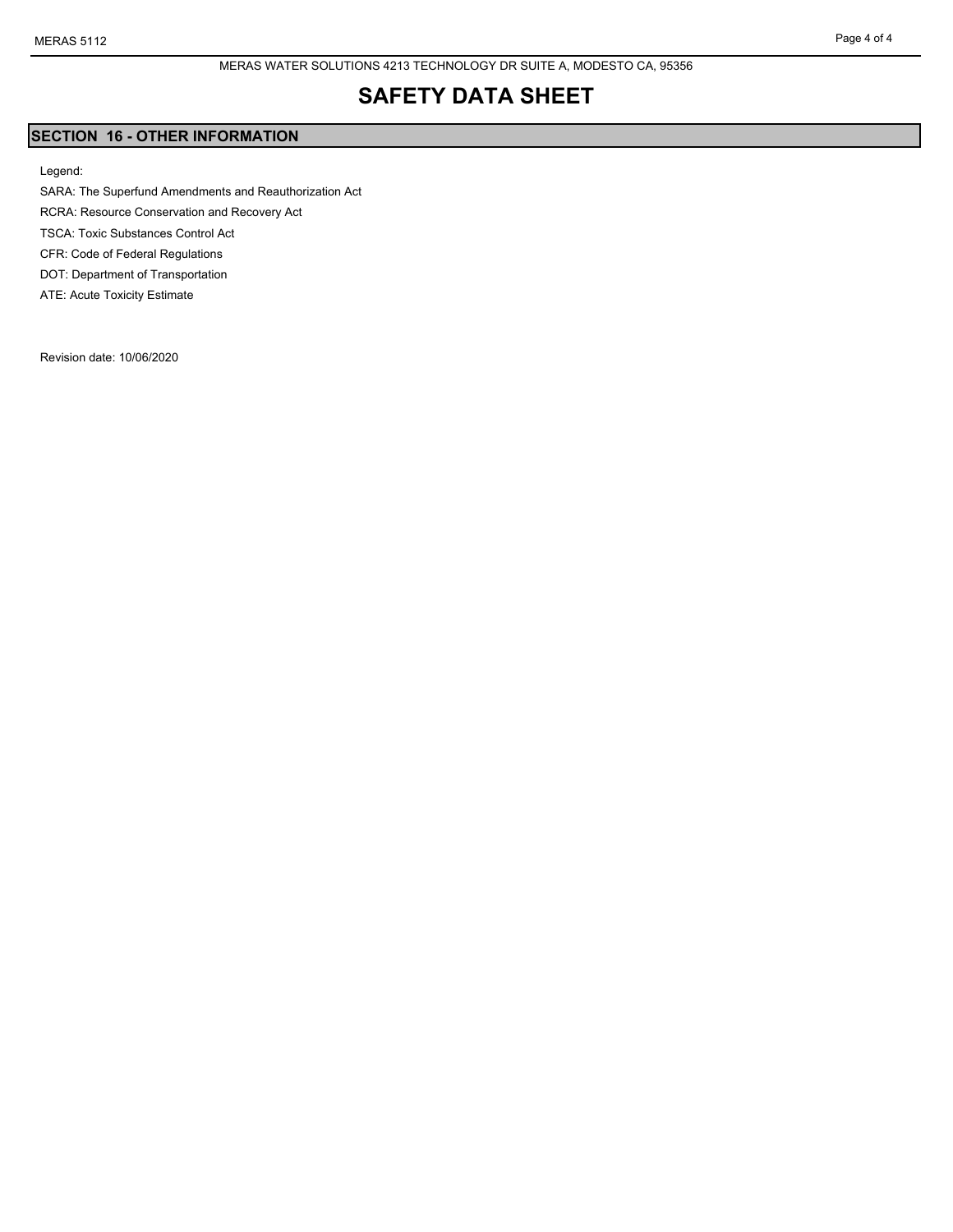## SECTION 16 - OTHER INFORMATION

Legend:

SARA: The Superfund Amendments and Reauthorization Act

RCRA: Resource Conservation and Recovery Act

TSCA: Toxic Substances Control Act

CFR: Code of Federal Regulations

DOT: Department of Transportation

ATE: Acute Toxicity Estimate

Revision date: 10/06/2020